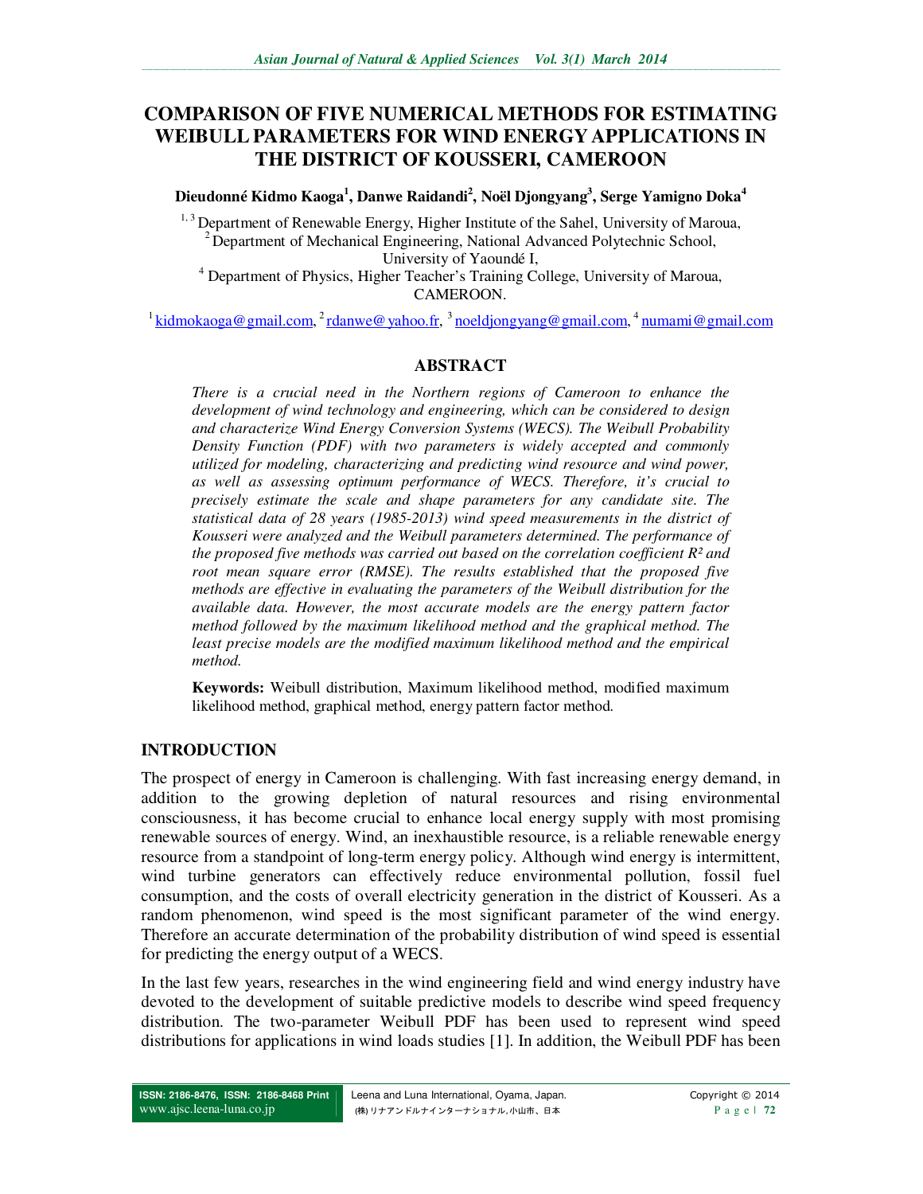# COMPARISON OF FIVE NUMERICAL METHODS FOR ESTIMATING WEIBULL PARAMETERS FOR WIND ENERGY APPLICATIONS IN THE DISTRICT OF KOUSSERI, CAMEROON

**Dieudonné Kidmo Kaoga[1], Danwe Raidandi[2], Noël Djongyang[3], Serge Yamigno Doka[4]**

[1, 3] Department of Renewable Energy, Higher Institute of the Sahel, University of Maroua,
[2] Department of Mechanical Engineering, National Advanced Polytechnic School, University of Yaoundé I,
[4] Department of Physics, Higher Teacher's Training College, University of Maroua, CAMEROON.

[1] kidmokaoga@gmail.com, [2] rdanwe@yahoo.fr, [3] noeldjongyang@gmail.com, [4] numami@gmail.com

## ABSTRACT

*There is a crucial need in the Northern regions of Cameroon to enhance the development of wind technology and engineering, which can be considered to design and characterize Wind Energy Conversion Systems (WECS). The Weibull Probability Density Function (PDF) with two parameters is widely accepted and commonly utilized for modeling, characterizing and predicting wind resource and wind power, as well as assessing optimum performance of WECS. Therefore, it's crucial to precisely estimate the scale and shape parameters for any candidate site. The statistical data of 28 years (1985-2013) wind speed measurements in the district of Kousseri were analyzed and the Weibull parameters determined. The performance of the proposed five methods was carried out based on the correlation coefficient $R^2$ and root mean square error (RMSE). The results established that the proposed five methods are effective in evaluating the parameters of the Weibull distribution for the available data. However, the most accurate models are the energy pattern factor method followed by the maximum likelihood method and the graphical method. The least precise models are the modified maximum likelihood method and the empirical method.*

**Keywords:** Weibull distribution, Maximum likelihood method, modified maximum likelihood method, graphical method, energy pattern factor method.

## INTRODUCTION

The prospect of energy in Cameroon is challenging. With fast increasing energy demand, in addition to the growing depletion of natural resources and rising environmental consciousness, it has become crucial to enhance local energy supply with most promising renewable sources of energy. Wind, an inexhaustible resource, is a reliable renewable energy resource from a standpoint of long-term energy policy. Although wind energy is intermittent, wind turbine generators can effectively reduce environmental pollution, fossil fuel consumption, and the costs of overall electricity generation in the district of Kousseri. As a random phenomenon, wind speed is the most significant parameter of the wind energy. Therefore an accurate determination of the probability distribution of wind speed is essential for predicting the energy output of a WECS.

In the last few years, researches in the wind engineering field and wind energy industry have devoted to the development of suitable predictive models to describe wind speed frequency distribution. The two-parameter Weibull PDF has been used to represent wind speed distributions for applications in wind loads studies [1]. In addition, the Weibull PDF has been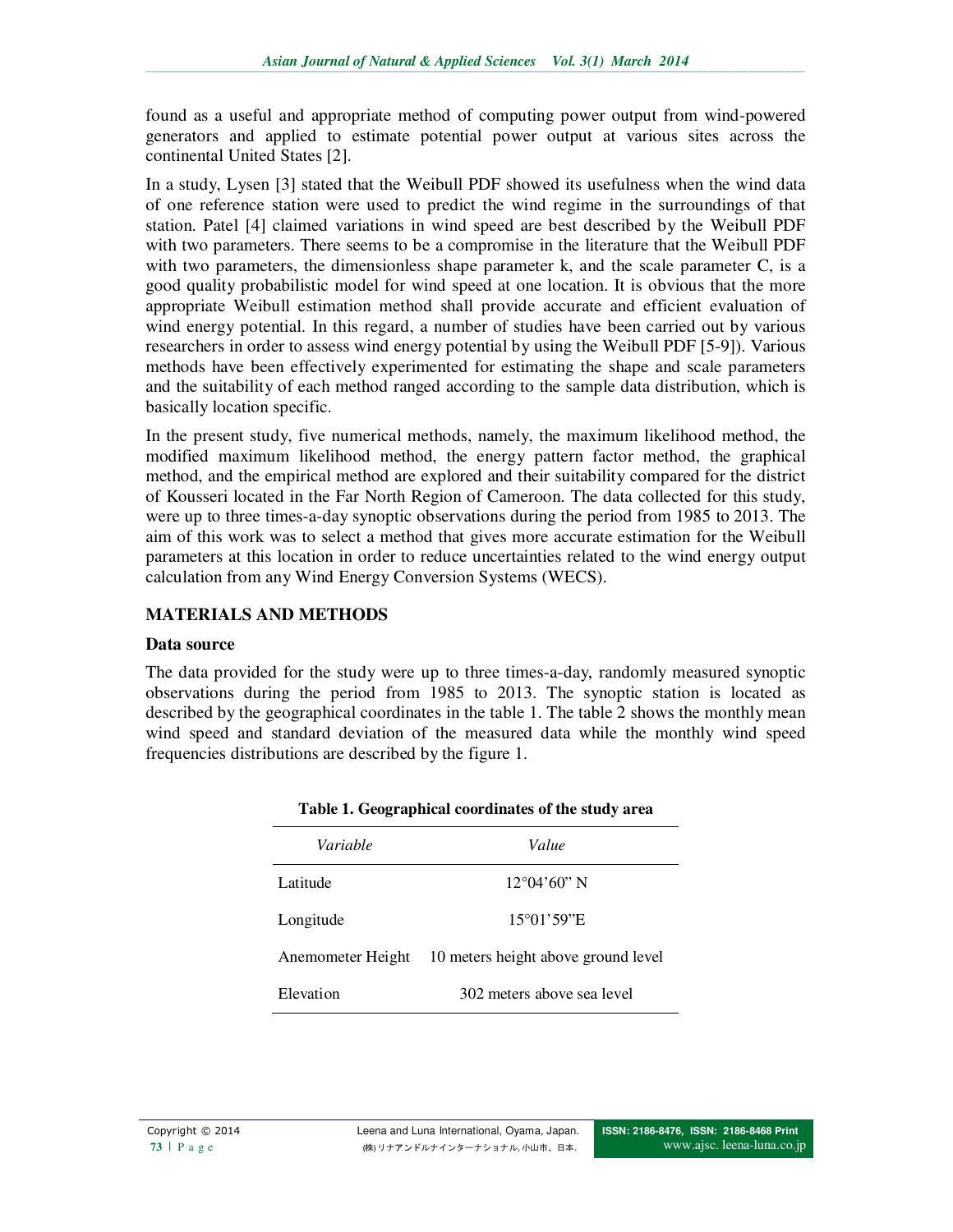found as a useful and appropriate method of computing power output from wind-powered generators and applied to estimate potential power output at various sites across the continental United States [2].

In a study, Lysen [3] stated that the Weibull PDF showed its usefulness when the wind data of one reference station were used to predict the wind regime in the surroundings of that station. Patel [4] claimed variations in wind speed are best described by the Weibull PDF with two parameters. There seems to be a compromise in the literature that the Weibull PDF with two parameters, the dimensionless shape parameter k, and the scale parameter C, is a good quality probabilistic model for wind speed at one location. It is obvious that the more appropriate Weibull estimation method shall provide accurate and efficient evaluation of wind energy potential. In this regard, a number of studies have been carried out by various researchers in order to assess wind energy potential by using the Weibull PDF [5-9]). Various methods have been effectively experimented for estimating the shape and scale parameters and the suitability of each method ranged according to the sample data distribution, which is basically location specific.

In the present study, five numerical methods, namely, the maximum likelihood method, the modified maximum likelihood method, the energy pattern factor method, the graphical method, and the empirical method are explored and their suitability compared for the district of Kousseri located in the Far North Region of Cameroon. The data collected for this study, were up to three times-a-day synoptic observations during the period from 1985 to 2013. The aim of this work was to select a method that gives more accurate estimation for the Weibull parameters at this location in order to reduce uncertainties related to the wind energy output calculation from any Wind Energy Conversion Systems (WECS).

## MATERIALS AND METHODS

### Data source

The data provided for the study were up to three times-a-day, randomly measured synoptic observations during the period from 1985 to 2013. The synoptic station is located as described by the geographical coordinates in the table 1. The table 2 shows the monthly mean wind speed and standard deviation of the measured data while the monthly wind speed frequencies distributions are described by the figure 1.

**Table 1. Geographical coordinates of the study area**

| *Variable* | *Value* |
|---|---|
| Latitude | 12°04'60" N |
| Longitude | 15°01'59"E |
| Anemometer Height | 10 meters height above ground level |
| Elevation | 302 meters above sea level |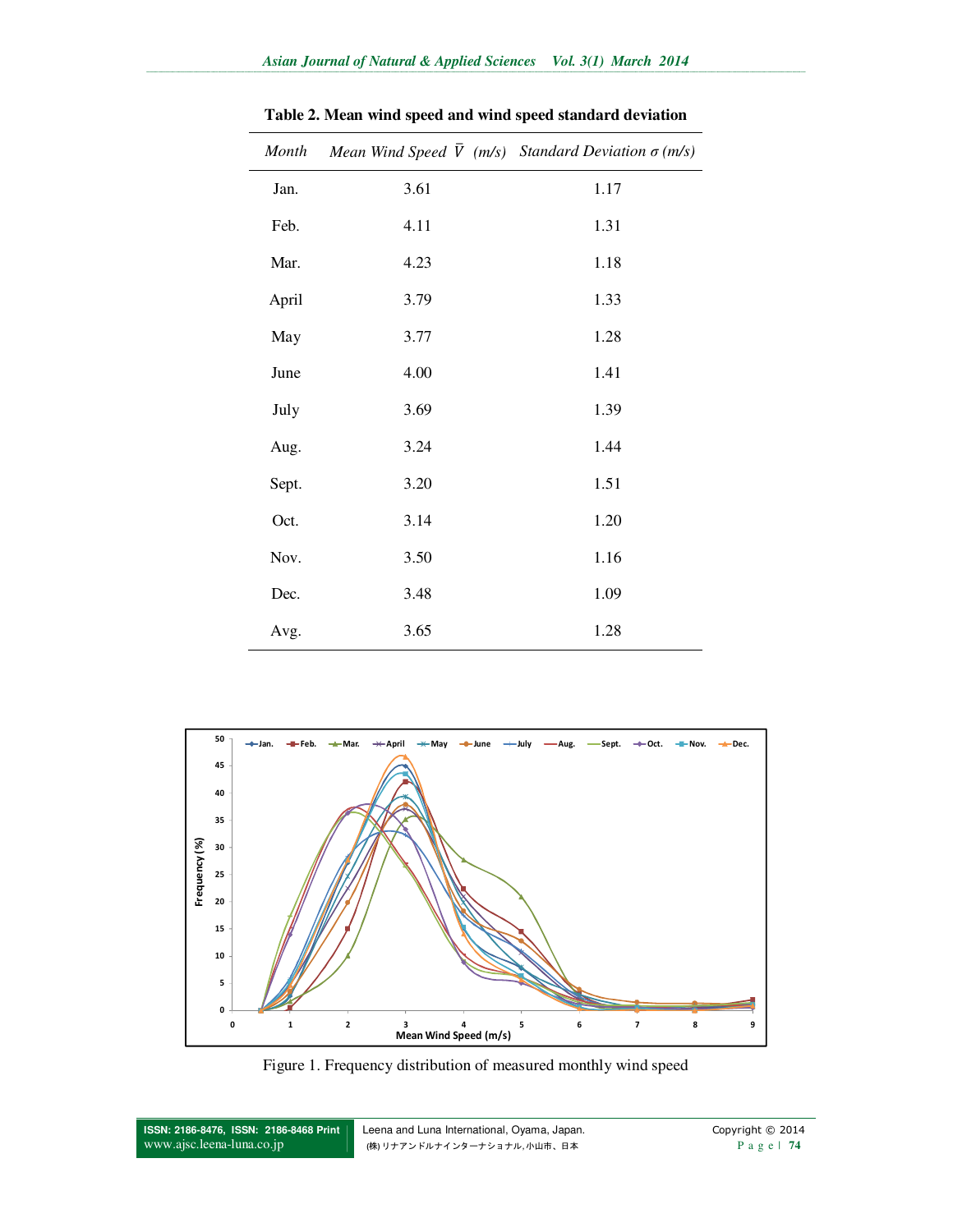**Table 2. Mean wind speed and wind speed standard deviation**

| *Month* | *Mean Wind Speed* $\bar{V}$ *(m/s)* | *Standard Deviation σ (m/s)* |
|---|---|---|
| Jan. | 3.61 | 1.17 |
| Feb. | 4.11 | 1.31 |
| Mar. | 4.23 | 1.18 |
| April | 3.79 | 1.33 |
| May | 3.77 | 1.28 |
| June | 4.00 | 1.41 |
| July | 3.69 | 1.39 |
| Aug. | 3.24 | 1.44 |
| Sept. | 3.20 | 1.51 |
| Oct. | 3.14 | 1.20 |
| Nov. | 3.50 | 1.16 |
| Dec. | 3.48 | 1.09 |
| Avg. | 3.65 | 1.28 |

Figure 1. Frequency distribution of measured monthly wind speed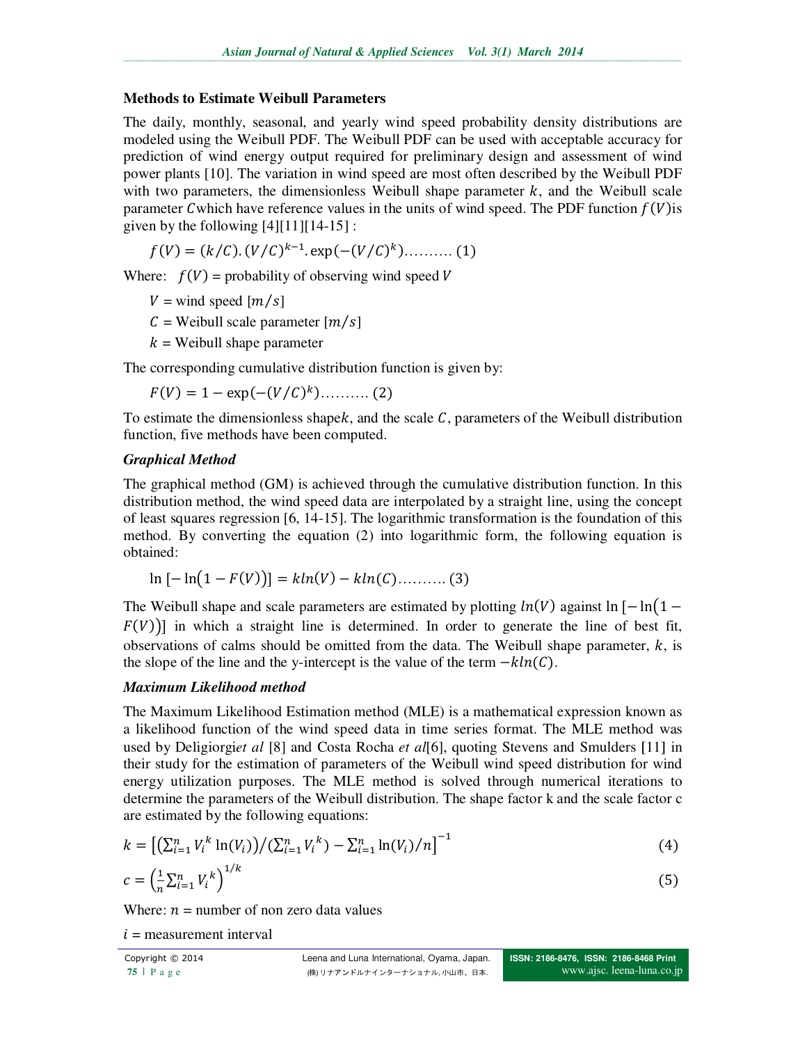## Methods to Estimate Weibull Parameters

The daily, monthly, seasonal, and yearly wind speed probability density distributions are modeled using the Weibull PDF. The Weibull PDF can be used with acceptable accuracy for prediction of wind energy output required for preliminary design and assessment of wind power plants [10]. The variation in wind speed are most often described by the Weibull PDF with two parameters, the dimensionless Weibull shape parameter $k$, and the Weibull scale parameter $C$which have reference values in the units of wind speed. The PDF function $f(V)$is given by the following [4][11][14-15] :

$$f(V) = (k/C).(V/C)^{k-1}.\exp(-(V/C)^{k}) \text{..........} (1)$$

Where: $f(V)$ = probability of observing wind speed $V$

$V$ = wind speed $[m/s]$

$C$ = Weibull scale parameter $[m/s]$

$k$ = Weibull shape parameter

The corresponding cumulative distribution function is given by:

$$F(V) = 1 - \exp(-(V/C)^{k}) \text{..........} (2)$$

To estimate the dimensionless shape$k$, and the scale $C$, parameters of the Weibull distribution function, five methods have been computed.

### *Graphical Method*

The graphical method (GM) is achieved through the cumulative distribution function. In this distribution method, the wind speed data are interpolated by a straight line, using the concept of least squares regression [6, 14-15]. The logarithmic transformation is the foundation of this method. By converting the equation (2) into logarithmic form, the following equation is obtained:

$$\ln[-\ln(1 - F(V))] = k\ln(V) - k\ln(C) \text{..........} (3)$$

The Weibull shape and scale parameters are estimated by plotting $ln(V)$ against $\ln[-\ln(1 - F(V))]$ in which a straight line is determined. In order to generate the line of best fit, observations of calms should be omitted from the data. The Weibull shape parameter, $k$, is the slope of the line and the y-intercept is the value of the term $-k\ln(C)$.

### *Maximum Likelihood method*

The Maximum Likelihood Estimation method (MLE) is a mathematical expression known as a likelihood function of the wind speed data in time series format. The MLE method was used by Deligiorgi*et al* [8] and Costa Rocha *et al*[6], quoting Stevens and Smulders [11] in their study for the estimation of parameters of the Weibull wind speed distribution for wind energy utilization purposes. The MLE method is solved through numerical iterations to determine the parameters of the Weibull distribution. The shape factor k and the scale factor c are estimated by the following equations:

$$k = \left[\left(\sum_{i=1}^{n} V_i^{k} \ln(V_i)\right) / \left(\sum_{i=1}^{n} V_i^{k}\right) - \sum_{i=1}^{n} \ln(V_i)/n\right]^{-1} \quad (4)$$

$$c = \left(\frac{1}{n}\sum_{i=1}^{n} V_i^{k}\right)^{1/k} \quad (5)$$

Where: $n$ = number of non zero data values

$i$ = measurement interval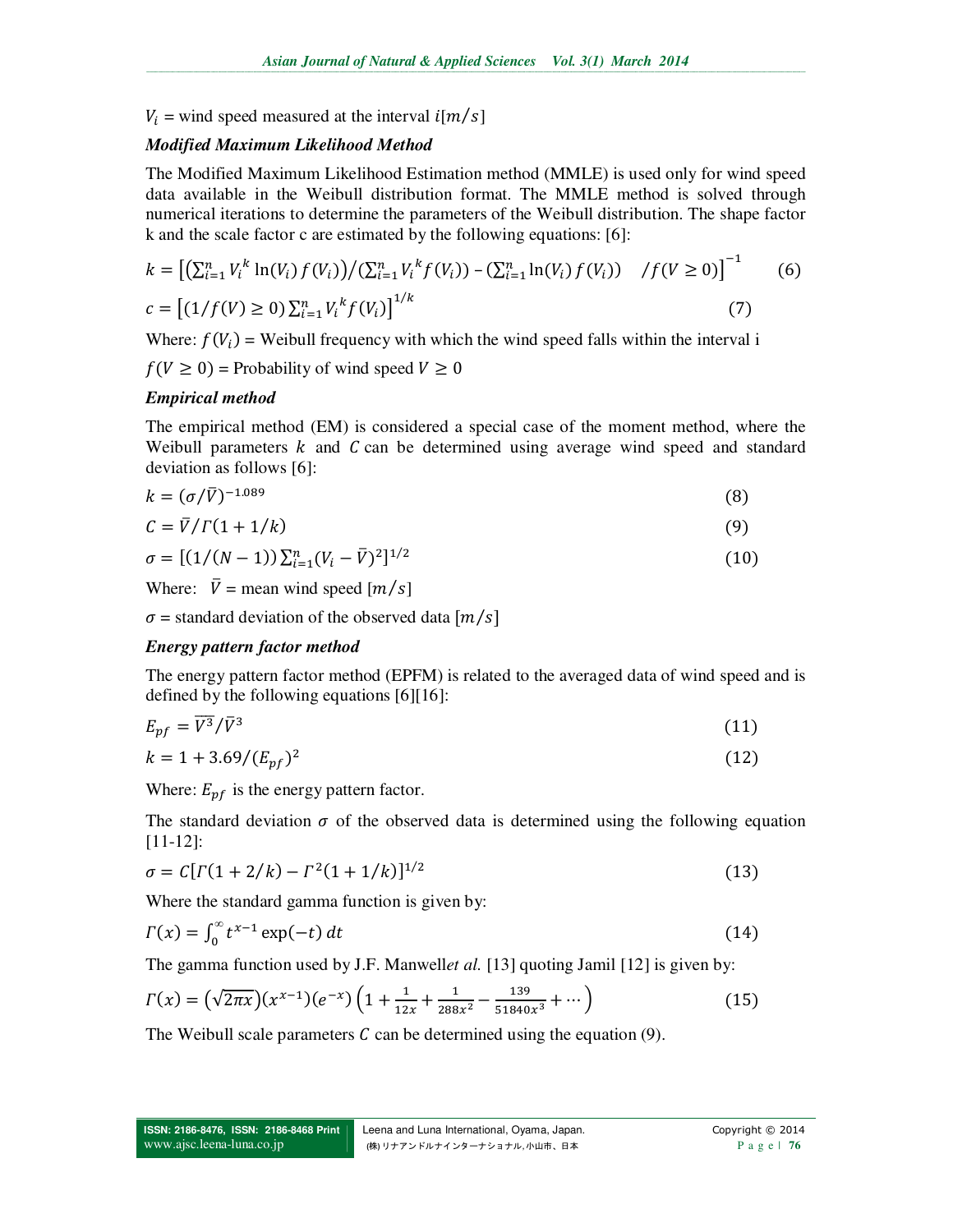$V_i$ = wind speed measured at the interval $i[m/s]$

### *Modified Maximum Likelihood Method*

The Modified Maximum Likelihood Estimation method (MMLE) is used only for wind speed data available in the Weibull distribution format. The MMLE method is solved through numerical iterations to determine the parameters of the Weibull distribution. The shape factor k and the scale factor c are estimated by the following equations: [6]:

$$k = \left[\left(\sum_{i=1}^{n} V_i^{\,k} \ln(V_i)\, f(V_i)\right) / \left(\sum_{i=1}^{n} V_i^{\,k} f(V_i)\right) - \left(\sum_{i=1}^{n} \ln(V_i)\, f(V_i)\right) \quad / f(V \geq 0)\right]^{-1} \qquad (6)$$

$$c = \left[(1/f(V) \geq 0) \sum_{i=1}^{n} V_i^{\,k} f(V_i)\right]^{1/k} \qquad (7)$$

Where: $f(V_i)$ = Weibull frequency with which the wind speed falls within the interval i

$f(V \geq 0)$ = Probability of wind speed $V \geq 0$

### *Empirical method*

The empirical method (EM) is considered a special case of the moment method, where the Weibull parameters $k$ and $C$ can be determined using average wind speed and standard deviation as follows [6]:

$$k = (\sigma/\bar{V})^{-1.089} \qquad (8)$$

$$C = \bar{V}/\Gamma(1 + 1/k) \qquad (9)$$

$$\sigma = [(1/(N-1)) \sum_{i=1}^{n} (V_i - \bar{V})^2]^{1/2} \qquad (10)$$

Where: $\bar{V}$ = mean wind speed $[m/s]$

$\sigma$ = standard deviation of the observed data $[m/s]$

### *Energy pattern factor method*

The energy pattern factor method (EPFM) is related to the averaged data of wind speed and is defined by the following equations [6][16]:

$$E_{pf} = \overline{V^3}/\bar{V}^3 \qquad (11)$$

$$k = 1 + 3.69/(E_{pf})^2 \qquad (12)$$

Where: $E_{pf}$ is the energy pattern factor.

The standard deviation $\sigma$ of the observed data is determined using the following equation [11-12]:

$$\sigma = C[\Gamma(1 + 2/k) - \Gamma^2(1 + 1/k)]^{1/2} \qquad (13)$$

Where the standard gamma function is given by:

$$\Gamma(x) = \int_0^{\infty} t^{x-1} \exp(-t)\, dt \qquad (14)$$

The gamma function used by J.F. Manwell*et al.* [13] quoting Jamil [12] is given by:

$$\Gamma(x) = \left(\sqrt{2\pi x}\right)(x^{x-1})(e^{-x})\left(1 + \frac{1}{12x} + \frac{1}{288x^2} - \frac{139}{51840x^3} + \cdots\right) \qquad (15)$$

The Weibull scale parameters $C$ can be determined using the equation (9).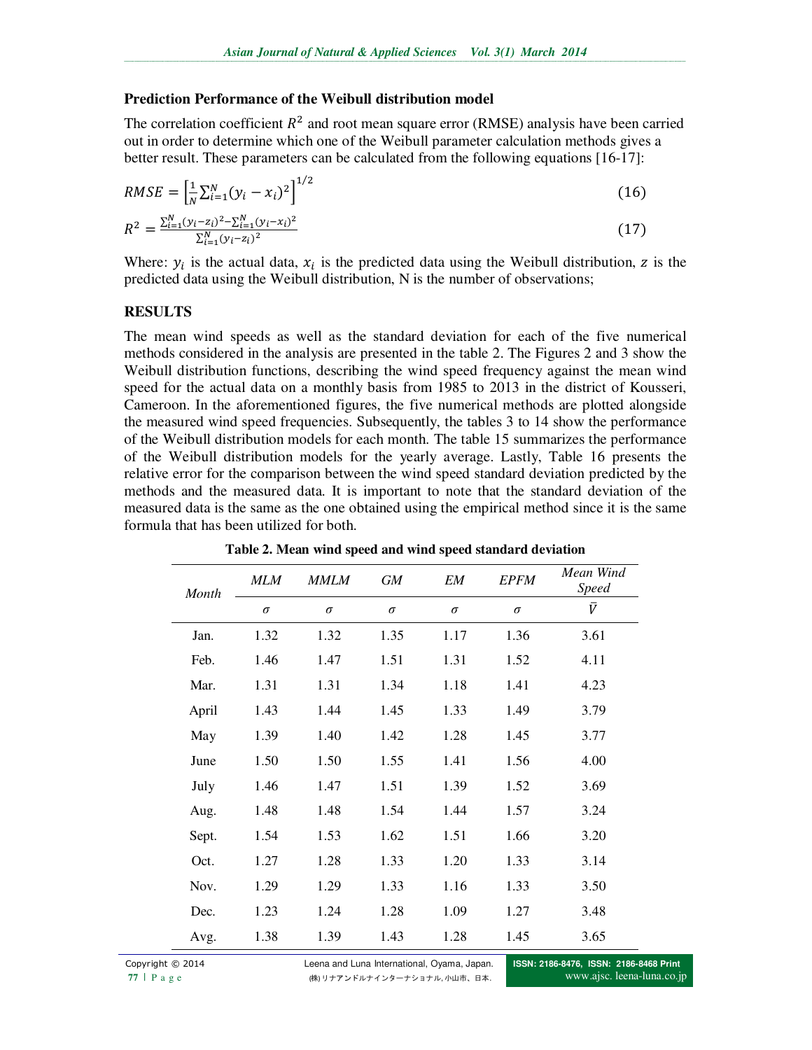### Prediction Performance of the Weibull distribution model

The correlation coefficient $R^2$ and root mean square error (RMSE) analysis have been carried out in order to determine which one of the Weibull parameter calculation methods gives a better result. These parameters can be calculated from the following equations [16-17]:

$$RMSE = \left[\frac{1}{N}\sum_{i=1}^{N}(y_i - x_i)^2\right]^{1/2} \tag{16}$$

$$R^2 = \frac{\sum_{i=1}^{N}(y_i - z_i)^2 - \sum_{i=1}^{N}(y_i - x_i)^2}{\sum_{i=1}^{N}(y_i - z_i)^2} \tag{17}$$

Where: $y_i$ is the actual data, $x_i$ is the predicted data using the Weibull distribution, $z$ is the predicted data using the Weibull distribution, N is the number of observations;

## RESULTS

The mean wind speeds as well as the standard deviation for each of the five numerical methods considered in the analysis are presented in the table 2. The Figures 2 and 3 show the Weibull distribution functions, describing the wind speed frequency against the mean wind speed for the actual data on a monthly basis from 1985 to 2013 in the district of Kousseri, Cameroon. In the aforementioned figures, the five numerical methods are plotted alongside the measured wind speed frequencies. Subsequently, the tables 3 to 14 show the performance of the Weibull distribution models for each month. The table 15 summarizes the performance of the Weibull distribution models for the yearly average. Lastly, Table 16 presents the relative error for the comparison between the wind speed standard deviation predicted by the methods and the measured data. It is important to note that the standard deviation of the measured data is the same as the one obtained using the empirical method since it is the same formula that has been utilized for both.

**Table 2. Mean wind speed and wind speed standard deviation**

| *Month* | *MLM* | *MMLM* | *GM* | *EM* | *EPFM* | *Mean Wind Speed* |
|---|---|---|---|---|---|---|
| | $\sigma$ | $\sigma$ | $\sigma$ | $\sigma$ | $\sigma$ | $\bar{V}$ |
| Jan. | 1.32 | 1.32 | 1.35 | 1.17 | 1.36 | 3.61 |
| Feb. | 1.46 | 1.47 | 1.51 | 1.31 | 1.52 | 4.11 |
| Mar. | 1.31 | 1.31 | 1.34 | 1.18 | 1.41 | 4.23 |
| April | 1.43 | 1.44 | 1.45 | 1.33 | 1.49 | 3.79 |
| May | 1.39 | 1.40 | 1.42 | 1.28 | 1.45 | 3.77 |
| June | 1.50 | 1.50 | 1.55 | 1.41 | 1.56 | 4.00 |
| July | 1.46 | 1.47 | 1.51 | 1.39 | 1.52 | 3.69 |
| Aug. | 1.48 | 1.48 | 1.54 | 1.44 | 1.57 | 3.24 |
| Sept. | 1.54 | 1.53 | 1.62 | 1.51 | 1.66 | 3.20 |
| Oct. | 1.27 | 1.28 | 1.33 | 1.20 | 1.33 | 3.14 |
| Nov. | 1.29 | 1.29 | 1.33 | 1.16 | 1.33 | 3.50 |
| Dec. | 1.23 | 1.24 | 1.28 | 1.09 | 1.27 | 3.48 |
| Avg. | 1.38 | 1.39 | 1.43 | 1.28 | 1.45 | 3.65 |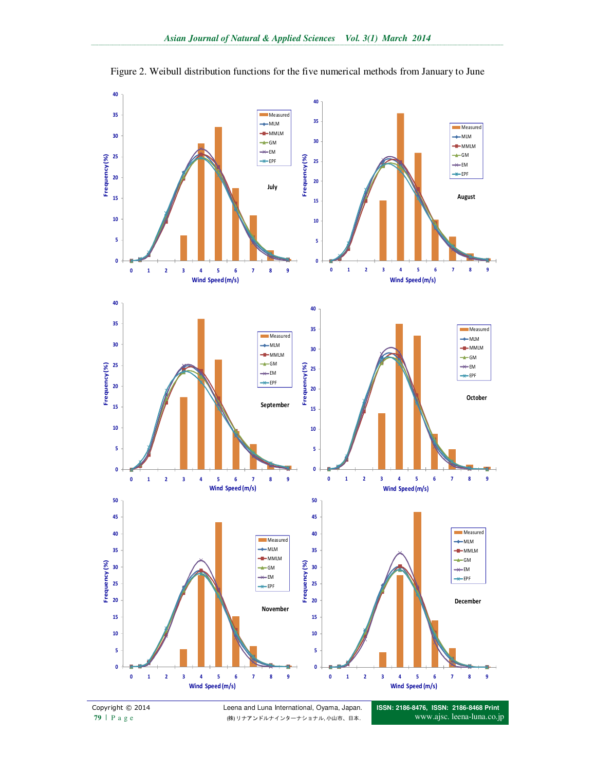Figure 2. Weibull distribution functions for the five numerical methods from January to June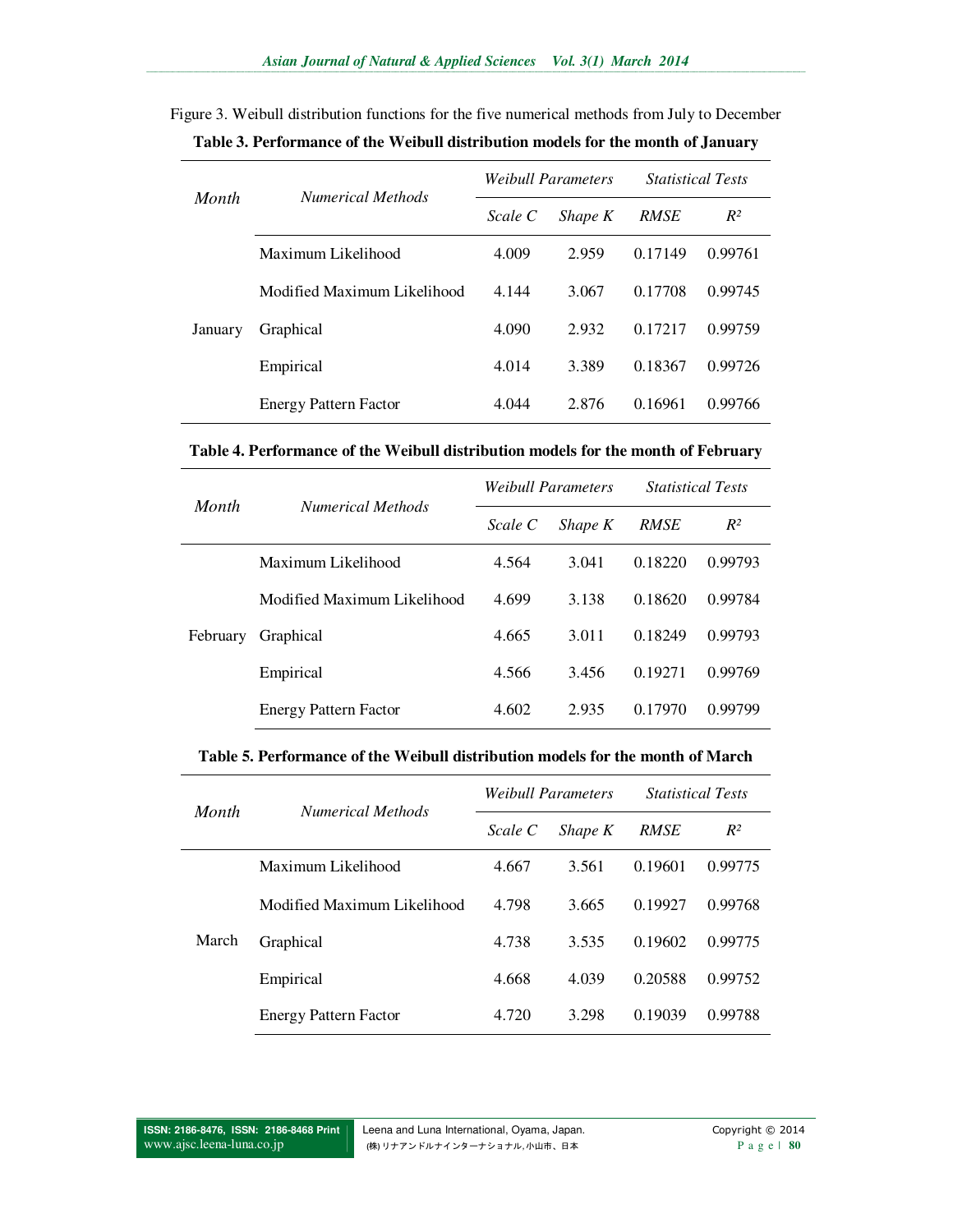Figure 3. Weibull distribution functions for the five numerical methods from July to December

**Table 3. Performance of the Weibull distribution models for the month of January**

| *Month* | *Numerical Methods* | *Weibull Parameters* | | *Statistical Tests* | |
|---|---|---|---|---|---|
| | | *Scale C* | *Shape K* | *RMSE* | $R^2$ |
| January | Maximum Likelihood | 4.009 | 2.959 | 0.17149 | 0.99761 |
| | Modified Maximum Likelihood | 4.144 | 3.067 | 0.17708 | 0.99745 |
| | Graphical | 4.090 | 2.932 | 0.17217 | 0.99759 |
| | Empirical | 4.014 | 3.389 | 0.18367 | 0.99726 |
| | Energy Pattern Factor | 4.044 | 2.876 | 0.16961 | 0.99766 |

**Table 4. Performance of the Weibull distribution models for the month of February**

| *Month* | *Numerical Methods* | *Weibull Parameters* | | *Statistical Tests* | |
|---|---|---|---|---|---|
| | | *Scale C* | *Shape K* | *RMSE* | $R^2$ |
| February | Maximum Likelihood | 4.564 | 3.041 | 0.18220 | 0.99793 |
| | Modified Maximum Likelihood | 4.699 | 3.138 | 0.18620 | 0.99784 |
| | Graphical | 4.665 | 3.011 | 0.18249 | 0.99793 |
| | Empirical | 4.566 | 3.456 | 0.19271 | 0.99769 |
| | Energy Pattern Factor | 4.602 | 2.935 | 0.17970 | 0.99799 |

**Table 5. Performance of the Weibull distribution models for the month of March**

| *Month* | *Numerical Methods* | *Weibull Parameters* | | *Statistical Tests* | |
|---|---|---|---|---|---|
| | | *Scale C* | *Shape K* | *RMSE* | $R^2$ |
| March | Maximum Likelihood | 4.667 | 3.561 | 0.19601 | 0.99775 |
| | Modified Maximum Likelihood | 4.798 | 3.665 | 0.19927 | 0.99768 |
| | Graphical | 4.738 | 3.535 | 0.19602 | 0.99775 |
| | Empirical | 4.668 | 4.039 | 0.20588 | 0.99752 |
| | Energy Pattern Factor | 4.720 | 3.298 | 0.19039 | 0.99788 |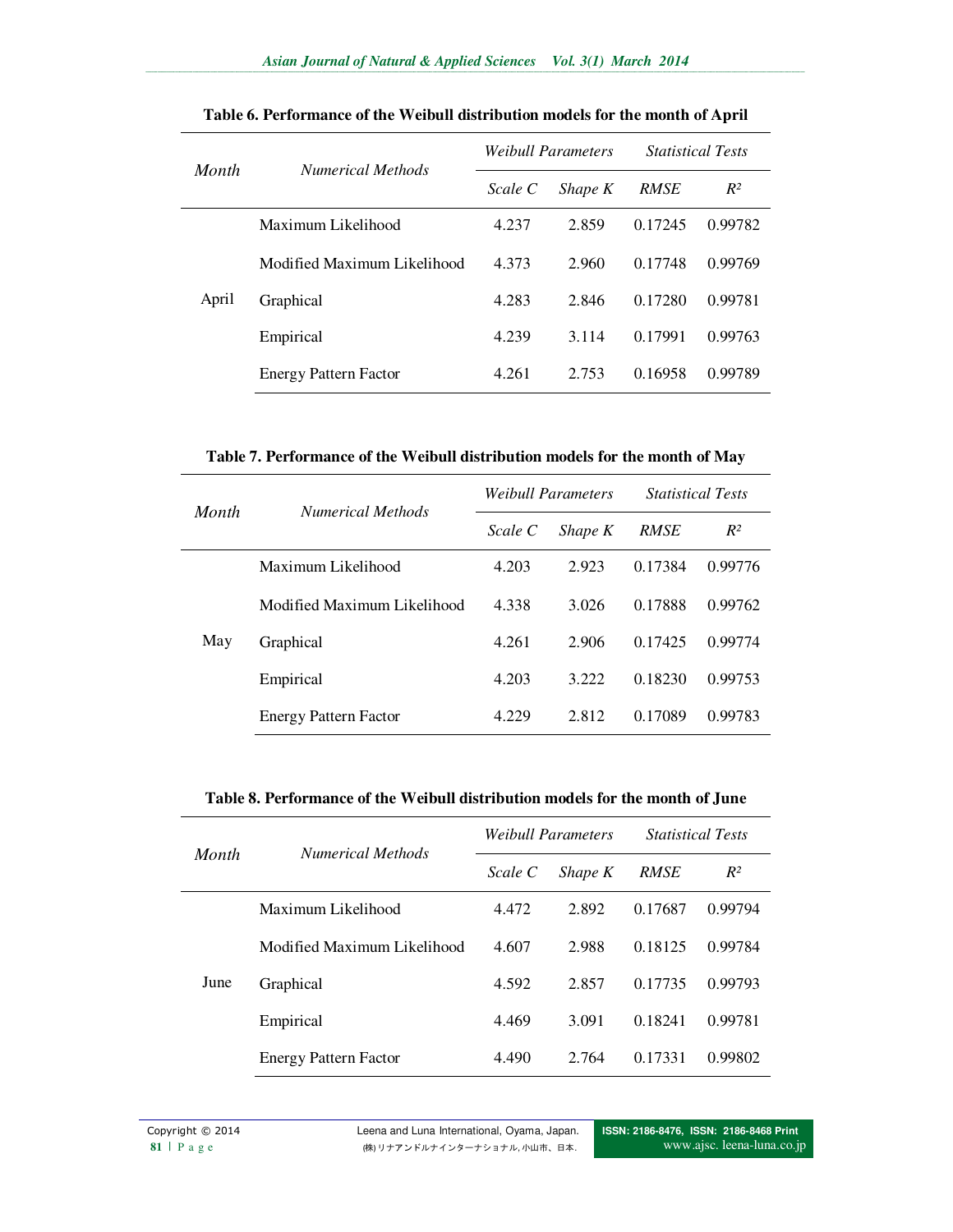**Table 6. Performance of the Weibull distribution models for the month of April**

| *Month* | *Numerical Methods* | *Weibull Parameters* | | *Statistical Tests* | |
|---|---|---|---|---|---|
| | | *Scale C* | *Shape K* | *RMSE* | *$R^2$* |
| April | Maximum Likelihood | 4.237 | 2.859 | 0.17245 | 0.99782 |
| | Modified Maximum Likelihood | 4.373 | 2.960 | 0.17748 | 0.99769 |
| | Graphical | 4.283 | 2.846 | 0.17280 | 0.99781 |
| | Empirical | 4.239 | 3.114 | 0.17991 | 0.99763 |
| | Energy Pattern Factor | 4.261 | 2.753 | 0.16958 | 0.99789 |

**Table 7. Performance of the Weibull distribution models for the month of May**

| *Month* | *Numerical Methods* | *Weibull Parameters* | | *Statistical Tests* | |
|---|---|---|---|---|---|
| | | *Scale C* | *Shape K* | *RMSE* | *$R^2$* |
| May | Maximum Likelihood | 4.203 | 2.923 | 0.17384 | 0.99776 |
| | Modified Maximum Likelihood | 4.338 | 3.026 | 0.17888 | 0.99762 |
| | Graphical | 4.261 | 2.906 | 0.17425 | 0.99774 |
| | Empirical | 4.203 | 3.222 | 0.18230 | 0.99753 |
| | Energy Pattern Factor | 4.229 | 2.812 | 0.17089 | 0.99783 |

**Table 8. Performance of the Weibull distribution models for the month of June**

| *Month* | *Numerical Methods* | *Weibull Parameters* | | *Statistical Tests* | |
|---|---|---|---|---|---|
| | | *Scale C* | *Shape K* | *RMSE* | *$R^2$* |
| June | Maximum Likelihood | 4.472 | 2.892 | 0.17687 | 0.99794 |
| | Modified Maximum Likelihood | 4.607 | 2.988 | 0.18125 | 0.99784 |
| | Graphical | 4.592 | 2.857 | 0.17735 | 0.99793 |
| | Empirical | 4.469 | 3.091 | 0.18241 | 0.99781 |
| | Energy Pattern Factor | 4.490 | 2.764 | 0.17331 | 0.99802 |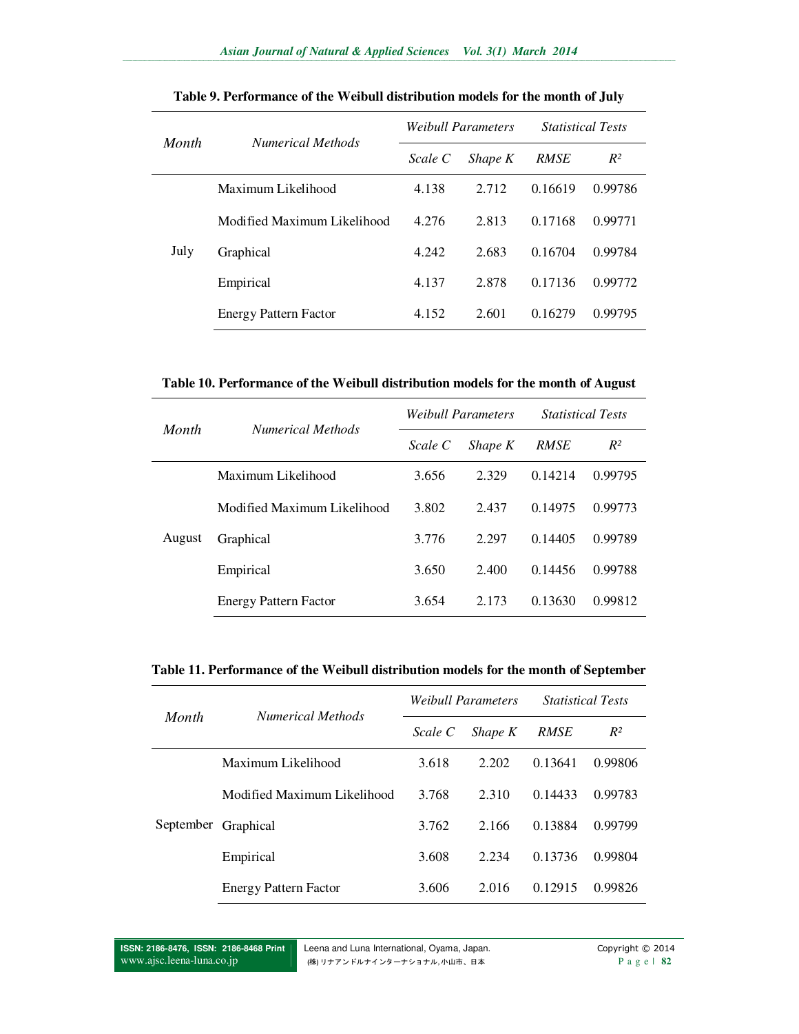**Table 9. Performance of the Weibull distribution models for the month of July**

| *Month* | *Numerical Methods* | *Weibull Parameters* | | *Statistical Tests* | |
|---|---|---|---|---|---|
| | | *Scale C* | *Shape K* | *RMSE* | *$R^2$* |
| July | Maximum Likelihood | 4.138 | 2.712 | 0.16619 | 0.99786 |
| | Modified Maximum Likelihood | 4.276 | 2.813 | 0.17168 | 0.99771 |
| | Graphical | 4.242 | 2.683 | 0.16704 | 0.99784 |
| | Empirical | 4.137 | 2.878 | 0.17136 | 0.99772 |
| | Energy Pattern Factor | 4.152 | 2.601 | 0.16279 | 0.99795 |

**Table 10. Performance of the Weibull distribution models for the month of August**

| *Month* | *Numerical Methods* | *Weibull Parameters* | | *Statistical Tests* | |
|---|---|---|---|---|---|
| | | *Scale C* | *Shape K* | *RMSE* | *$R^2$* |
| August | Maximum Likelihood | 3.656 | 2.329 | 0.14214 | 0.99795 |
| | Modified Maximum Likelihood | 3.802 | 2.437 | 0.14975 | 0.99773 |
| | Graphical | 3.776 | 2.297 | 0.14405 | 0.99789 |
| | Empirical | 3.650 | 2.400 | 0.14456 | 0.99788 |
| | Energy Pattern Factor | 3.654 | 2.173 | 0.13630 | 0.99812 |

**Table 11. Performance of the Weibull distribution models for the month of September**

| *Month* | *Numerical Methods* | *Weibull Parameters* | | *Statistical Tests* | |
|---|---|---|---|---|---|
| | | *Scale C* | *Shape K* | *RMSE* | *$R^2$* |
| September | Maximum Likelihood | 3.618 | 2.202 | 0.13641 | 0.99806 |
| | Modified Maximum Likelihood | 3.768 | 2.310 | 0.14433 | 0.99783 |
| | Graphical | 3.762 | 2.166 | 0.13884 | 0.99799 |
| | Empirical | 3.608 | 2.234 | 0.13736 | 0.99804 |
| | Energy Pattern Factor | 3.606 | 2.016 | 0.12915 | 0.99826 |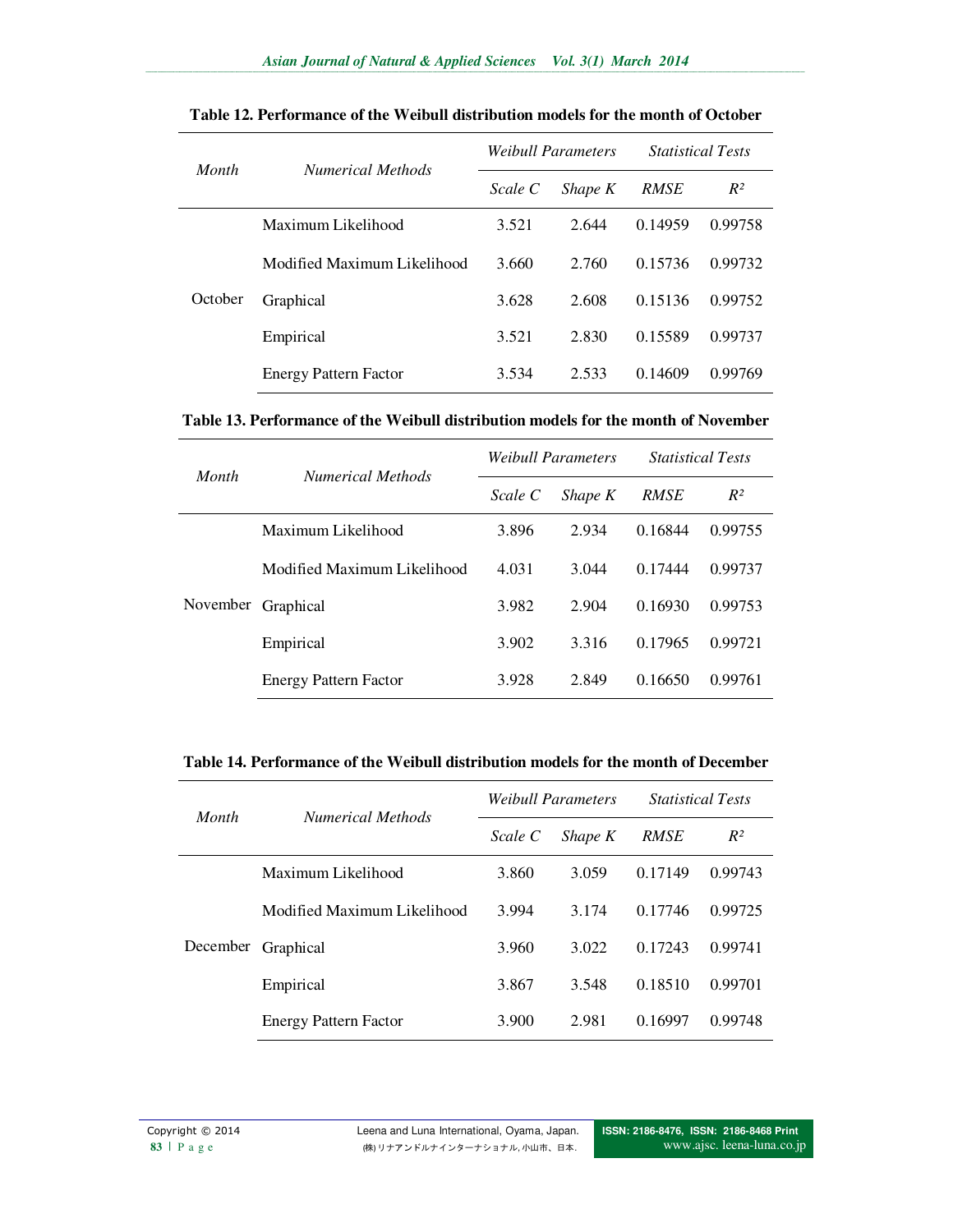**Table 12. Performance of the Weibull distribution models for the month of October**

| *Month* | *Numerical Methods* | *Weibull Parameters* | | *Statistical Tests* | |
|---|---|---|---|---|---|
| | | *Scale C* | *Shape K* | *RMSE* | *$R^2$* |
| October | Maximum Likelihood | 3.521 | 2.644 | 0.14959 | 0.99758 |
| | Modified Maximum Likelihood | 3.660 | 2.760 | 0.15736 | 0.99732 |
| | Graphical | 3.628 | 2.608 | 0.15136 | 0.99752 |
| | Empirical | 3.521 | 2.830 | 0.15589 | 0.99737 |
| | Energy Pattern Factor | 3.534 | 2.533 | 0.14609 | 0.99769 |

**Table 13. Performance of the Weibull distribution models for the month of November**

| *Month* | *Numerical Methods* | *Weibull Parameters* | | *Statistical Tests* | |
|---|---|---|---|---|---|
| | | *Scale C* | *Shape K* | *RMSE* | *$R^2$* |
| November | Maximum Likelihood | 3.896 | 2.934 | 0.16844 | 0.99755 |
| | Modified Maximum Likelihood | 4.031 | 3.044 | 0.17444 | 0.99737 |
| | Graphical | 3.982 | 2.904 | 0.16930 | 0.99753 |
| | Empirical | 3.902 | 3.316 | 0.17965 | 0.99721 |
| | Energy Pattern Factor | 3.928 | 2.849 | 0.16650 | 0.99761 |

**Table 14. Performance of the Weibull distribution models for the month of December**

| *Month* | *Numerical Methods* | *Weibull Parameters* | | *Statistical Tests* | |
|---|---|---|---|---|---|
| | | *Scale C* | *Shape K* | *RMSE* | *$R^2$* |
| December | Maximum Likelihood | 3.860 | 3.059 | 0.17149 | 0.99743 |
| | Modified Maximum Likelihood | 3.994 | 3.174 | 0.17746 | 0.99725 |
| | Graphical | 3.960 | 3.022 | 0.17243 | 0.99741 |
| | Empirical | 3.867 | 3.548 | 0.18510 | 0.99701 |
| | Energy Pattern Factor | 3.900 | 2.981 | 0.16997 | 0.99748 |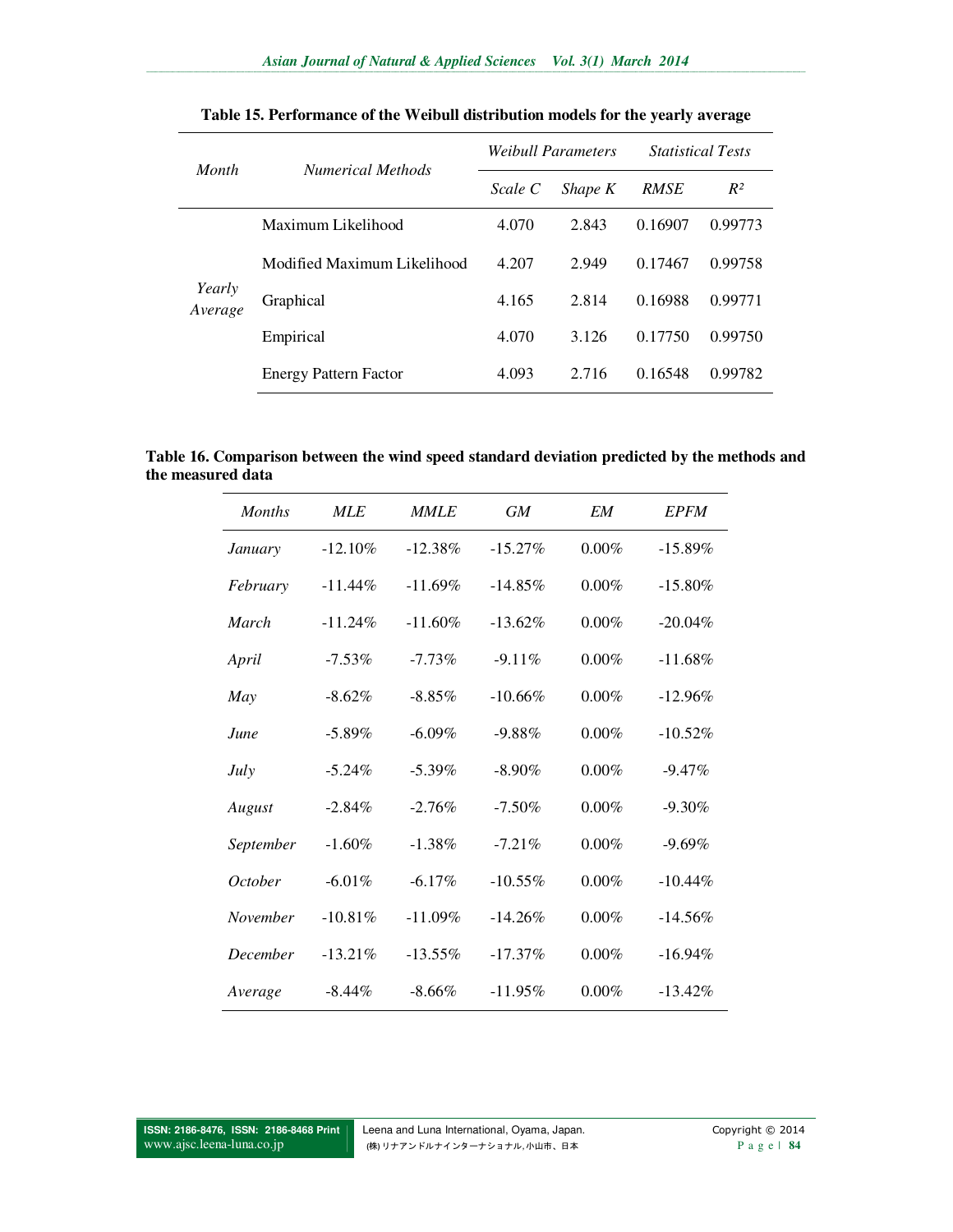**Table 15. Performance of the Weibull distribution models for the yearly average**

| *Month* | *Numerical Methods* | *Weibull Parameters* | | *Statistical Tests* | |
|---|---|---|---|---|---|
| | | *Scale C* | *Shape K* | *RMSE* | $R^2$ |
| *Yearly Average* | Maximum Likelihood | 4.070 | 2.843 | 0.16907 | 0.99773 |
| | Modified Maximum Likelihood | 4.207 | 2.949 | 0.17467 | 0.99758 |
| | Graphical | 4.165 | 2.814 | 0.16988 | 0.99771 |
| | Empirical | 4.070 | 3.126 | 0.17750 | 0.99750 |
| | Energy Pattern Factor | 4.093 | 2.716 | 0.16548 | 0.99782 |

**Table 16. Comparison between the wind speed standard deviation predicted by the methods and the measured data**

| *Months* | *MLE* | *MMLE* | *GM* | *EM* | *EPFM* |
|---|---|---|---|---|---|
| *January* | -12.10% | -12.38% | -15.27% | 0.00% | -15.89% |
| *February* | -11.44% | -11.69% | -14.85% | 0.00% | -15.80% |
| *March* | -11.24% | -11.60% | -13.62% | 0.00% | -20.04% |
| *April* | -7.53% | -7.73% | -9.11% | 0.00% | -11.68% |
| *May* | -8.62% | -8.85% | -10.66% | 0.00% | -12.96% |
| *June* | -5.89% | -6.09% | -9.88% | 0.00% | -10.52% |
| *July* | -5.24% | -5.39% | -8.90% | 0.00% | -9.47% |
| *August* | -2.84% | -2.76% | -7.50% | 0.00% | -9.30% |
| *September* | -1.60% | -1.38% | -7.21% | 0.00% | -9.69% |
| *October* | -6.01% | -6.17% | -10.55% | 0.00% | -10.44% |
| *November* | -10.81% | -11.09% | -14.26% | 0.00% | -14.56% |
| *December* | -13.21% | -13.55% | -17.37% | 0.00% | -16.94% |
| *Average* | -8.44% | -8.66% | -11.95% | 0.00% | -13.42% |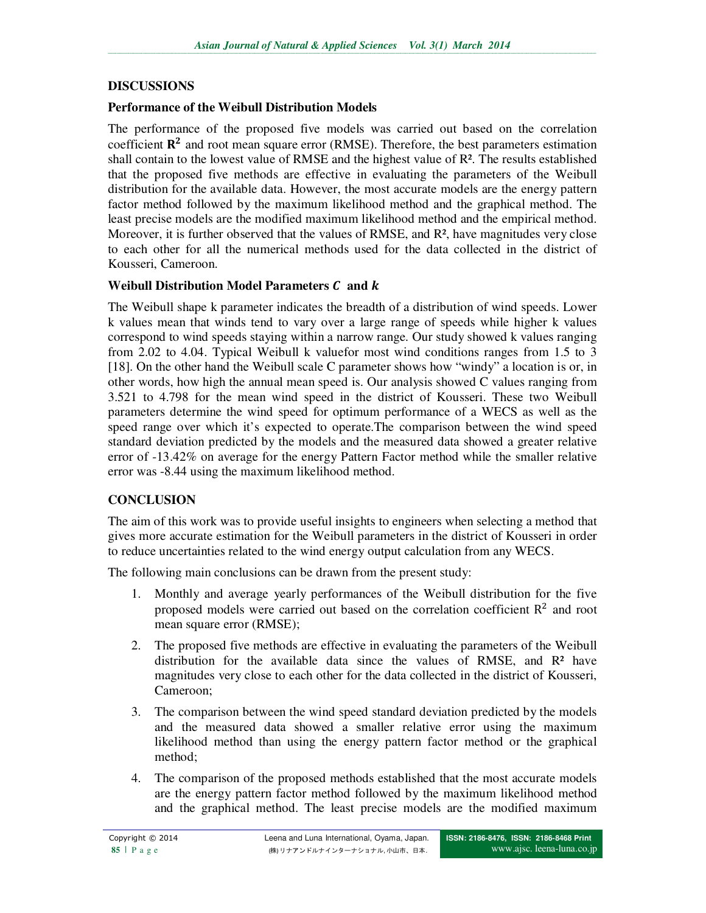## DISCUSSIONS

### Performance of the Weibull Distribution Models

The performance of the proposed five models was carried out based on the correlation coefficient $\mathbf{R^2}$ and root mean square error (RMSE). Therefore, the best parameters estimation shall contain to the lowest value of RMSE and the highest value of $R^2$. The results established that the proposed five methods are effective in evaluating the parameters of the Weibull distribution for the available data. However, the most accurate models are the energy pattern factor method followed by the maximum likelihood method and the graphical method. The least precise models are the modified maximum likelihood method and the empirical method. Moreover, it is further observed that the values of RMSE, and $R^2$, have magnitudes very close to each other for all the numerical methods used for the data collected in the district of Kousseri, Cameroon.

### Weibull Distribution Model Parameters $C$ and $k$

The Weibull shape k parameter indicates the breadth of a distribution of wind speeds. Lower k values mean that winds tend to vary over a large range of speeds while higher k values correspond to wind speeds staying within a narrow range. Our study showed k values ranging from 2.02 to 4.04. Typical Weibull k valuefor most wind conditions ranges from 1.5 to 3 [18]. On the other hand the Weibull scale C parameter shows how "windy" a location is or, in other words, how high the annual mean speed is. Our analysis showed C values ranging from 3.521 to 4.798 for the mean wind speed in the district of Kousseri. These two Weibull parameters determine the wind speed for optimum performance of a WECS as well as the speed range over which it's expected to operate.The comparison between the wind speed standard deviation predicted by the models and the measured data showed a greater relative error of -13.42% on average for the energy Pattern Factor method while the smaller relative error was -8.44 using the maximum likelihood method.

## CONCLUSION

The aim of this work was to provide useful insights to engineers when selecting a method that gives more accurate estimation for the Weibull parameters in the district of Kousseri in order to reduce uncertainties related to the wind energy output calculation from any WECS.

The following main conclusions can be drawn from the present study:

1. Monthly and average yearly performances of the Weibull distribution for the five proposed models were carried out based on the correlation coefficient $R^2$ and root mean square error (RMSE);
2. The proposed five methods are effective in evaluating the parameters of the Weibull distribution for the available data since the values of RMSE, and $R^2$ have magnitudes very close to each other for the data collected in the district of Kousseri, Cameroon;
3. The comparison between the wind speed standard deviation predicted by the models and the measured data showed a smaller relative error using the maximum likelihood method than using the energy pattern factor method or the graphical method;
4. The comparison of the proposed methods established that the most accurate models are the energy pattern factor method followed by the maximum likelihood method and the graphical method. The least precise models are the modified maximum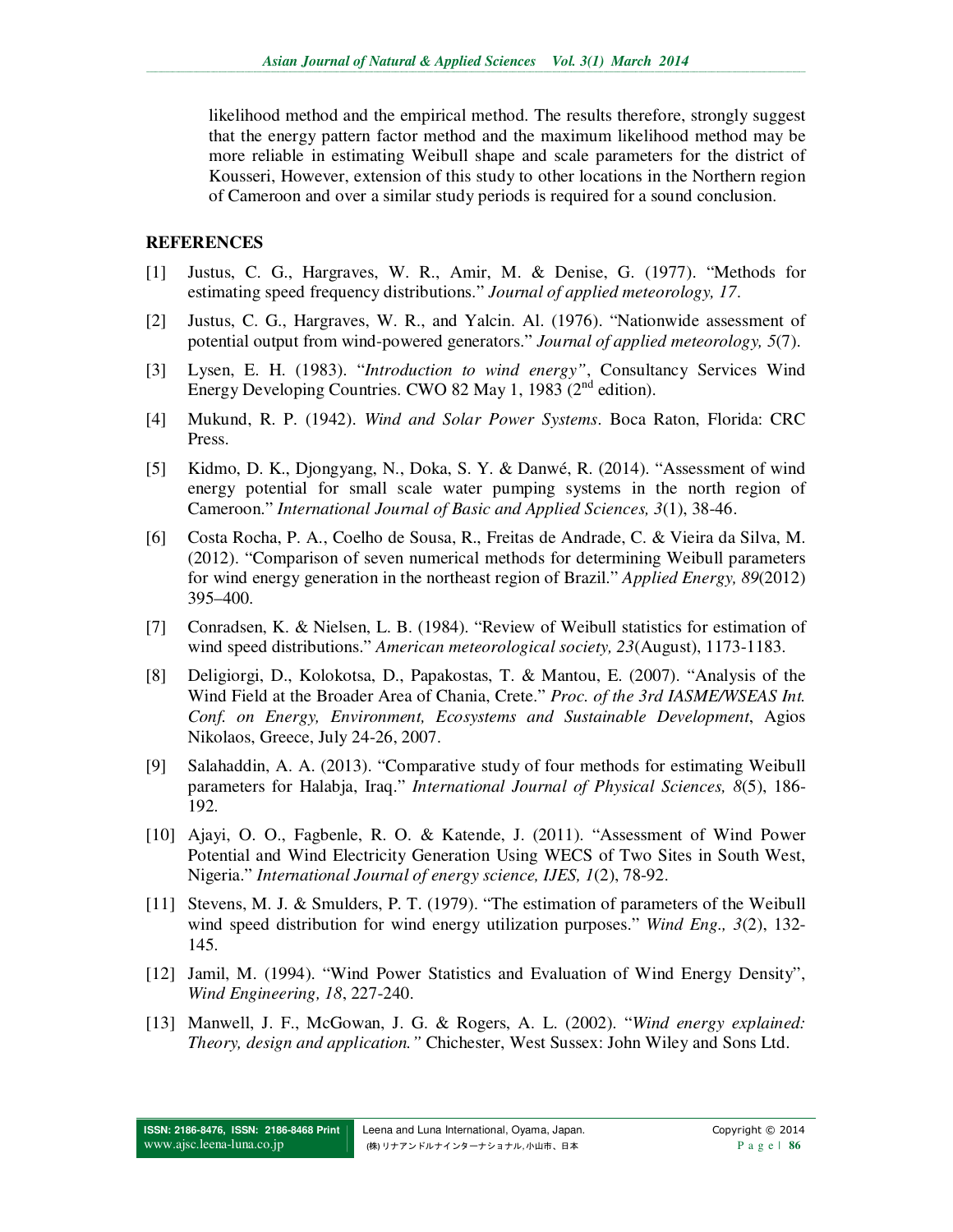likelihood method and the empirical method. The results therefore, strongly suggest that the energy pattern factor method and the maximum likelihood method may be more reliable in estimating Weibull shape and scale parameters for the district of Kousseri, However, extension of this study to other locations in the Northern region of Cameroon and over a similar study periods is required for a sound conclusion.

## REFERENCES

[1] Justus, C. G., Hargraves, W. R., Amir, M. & Denise, G. (1977). "Methods for estimating speed frequency distributions." *Journal of applied meteorology, 17*.

[2] Justus, C. G., Hargraves, W. R., and Yalcin. Al. (1976). "Nationwide assessment of potential output from wind-powered generators." *Journal of applied meteorology, 5*(7).

[3] Lysen, E. H. (1983). "*Introduction to wind energy"*, Consultancy Services Wind Energy Developing Countries. CWO 82 May 1, 1983 (2nd edition).

[4] Mukund, R. P. (1942). *Wind and Solar Power Systems*. Boca Raton, Florida: CRC Press.

[5] Kidmo, D. K., Djongyang, N., Doka, S. Y. & Danwé, R. (2014). "Assessment of wind energy potential for small scale water pumping systems in the north region of Cameroon." *International Journal of Basic and Applied Sciences, 3*(1), 38-46.

[6] Costa Rocha, P. A., Coelho de Sousa, R., Freitas de Andrade, C. & Vieira da Silva, M. (2012). "Comparison of seven numerical methods for determining Weibull parameters for wind energy generation in the northeast region of Brazil." *Applied Energy, 89*(2012) 395–400.

[7] Conradsen, K. & Nielsen, L. B. (1984). "Review of Weibull statistics for estimation of wind speed distributions." *American meteorological society, 23*(August), 1173-1183.

[8] Deligiorgi, D., Kolokotsa, D., Papakostas, T. & Mantou, E. (2007). "Analysis of the Wind Field at the Broader Area of Chania, Crete." *Proc. of the 3rd IASME/WSEAS Int. Conf. on Energy, Environment, Ecosystems and Sustainable Development*, Agios Nikolaos, Greece, July 24-26, 2007.

[9] Salahaddin, A. A. (2013). "Comparative study of four methods for estimating Weibull parameters for Halabja, Iraq." *International Journal of Physical Sciences, 8*(5), 186-192.

[10] Ajayi, O. O., Fagbenle, R. O. & Katende, J. (2011). "Assessment of Wind Power Potential and Wind Electricity Generation Using WECS of Two Sites in South West, Nigeria." *International Journal of energy science, IJES, 1*(2), 78-92.

[11] Stevens, M. J. & Smulders, P. T. (1979). "The estimation of parameters of the Weibull wind speed distribution for wind energy utilization purposes." *Wind Eng., 3*(2), 132-145.

[12] Jamil, M. (1994). "Wind Power Statistics and Evaluation of Wind Energy Density", *Wind Engineering, 18*, 227-240.

[13] Manwell, J. F., McGowan, J. G. & Rogers, A. L. (2002). "*Wind energy explained: Theory, design and application."* Chichester, West Sussex: John Wiley and Sons Ltd.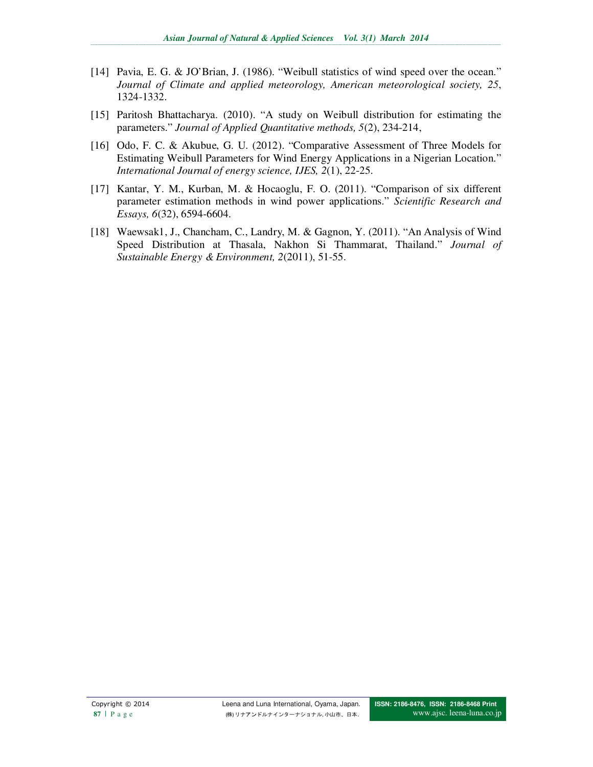[14] Pavia, E. G. & JO'Brian, J. (1986). "Weibull statistics of wind speed over the ocean." *Journal of Climate and applied meteorology, American meteorological society, 25*, 1324-1332.

[15] Paritosh Bhattacharya. (2010). "A study on Weibull distribution for estimating the parameters." *Journal of Applied Quantitative methods, 5*(2), 234-214,

[16] Odo, F. C. & Akubue, G. U. (2012). "Comparative Assessment of Three Models for Estimating Weibull Parameters for Wind Energy Applications in a Nigerian Location." *International Journal of energy science, IJES, 2*(1), 22-25.

[17] Kantar, Y. M., Kurban, M. & Hocaoglu, F. O. (2011). "Comparison of six different parameter estimation methods in wind power applications." *Scientific Research and Essays, 6*(32), 6594-6604.

[18] Waewsak1, J., Chancham, C., Landry, M. & Gagnon, Y. (2011). "An Analysis of Wind Speed Distribution at Thasala, Nakhon Si Thammarat, Thailand." *Journal of Sustainable Energy & Environment, 2*(2011), 51-55.